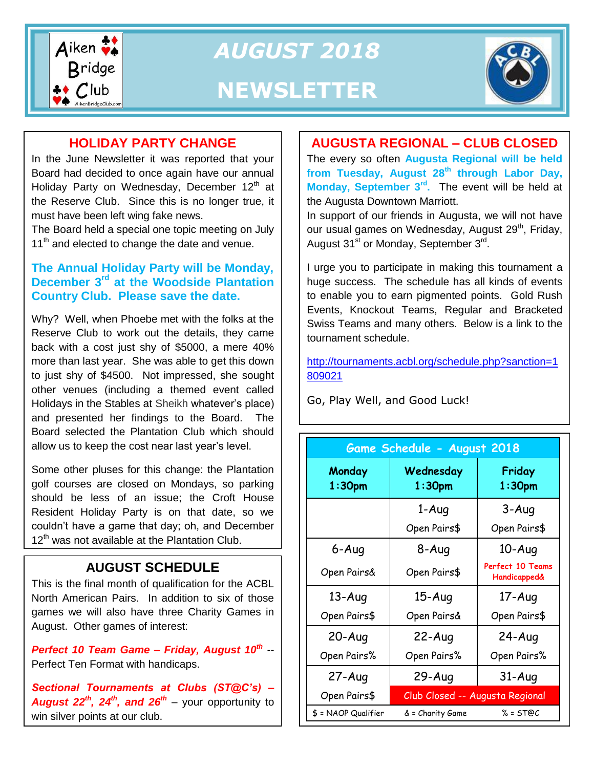# AUGUST 2018 NEWSLETTER

Aiken Bridge Club

## HOLIDAY PARTY CHANGE

In the June Newsletter it was reported that your Board had decided to once again have our annual Holiday Party on Wednesday, December 12th at the Reserve Club. Since this is no longer true, it must have been left wing fake news.

The Board held a special one topic meeting on July 11th and elected to change the date and venue.

**The Annual Holiday Party will be Monday, December 3rd at the Woodside Plantation Country Club. Please save the date.**

Why? Well, when Phoebe met with the folks at the Reserve Club to work out the details, they came back with a cost just shy of $5000, a mere 40% more than last year. She was able to get this down to just shy of $4500. Not impressed, she sought other venues (including a themed event called Holidays in the Stables at Sheikh whatever's place) and presented her findings to the Board. The Board selected the Plantation Club which should allow us to keep the cost near last year's level.

Some other pluses for this change: the Plantation golf courses are closed on Mondays, so parking should be less of an issue; the Croft House Resident Holiday Party is on that date, so we couldn't have a game that day; oh, and December 12th was not available at the Plantation Club.

## AUGUST SCHEDULE

This is the final month of qualification for the ACBL North American Pairs. In addition to six of those games we will also have three Charity Games in August. Other games of interest:

***Perfect 10 Team Game – Friday, August 10th*** -- Perfect Ten Format with handicaps.

***Sectional Tournaments at Clubs (ST@C's) – August 22nd, 24th, and 26th*** – your opportunity to win silver points at our club.

## AUGUSTA REGIONAL – CLUB CLOSED

The every so often **Augusta Regional will be held from Tuesday, August 28th through Labor Day, Monday, September 3rd.** The event will be held at the Augusta Downtown Marriott.

In support of our friends in Augusta, we will not have our usual games on Wednesday, August 29th, Friday, August 31st or Monday, September 3rd.

I urge you to participate in making this tournament a huge success. The schedule has all kinds of events to enable you to earn pigmented points. Gold Rush Events, Knockout Teams, Regular and Bracketed Swiss Teams and many others. Below is a link to the tournament schedule.

http://tournaments.acbl.org/schedule.php?sanction=1809021

Go, Play Well, and Good Luck!

### Game Schedule - August 2018

| Monday 1:30pm | Wednesday 1:30pm | Friday 1:30pm |
|---|---|---|
| | 1-Aug Open Pairs$ | 3-Aug Open Pairs$ |
| 6-Aug Open Pairs& | 8-Aug Open Pairs$ | 10-Aug Perfect 10 Teams Handicapped& |
| 13-Aug Open Pairs$ | 15-Aug Open Pairs& | 17-Aug Open Pairs$ |
| 20-Aug Open Pairs% | 22-Aug Open Pairs% | 24-Aug Open Pairs% |
| 27-Aug Open Pairs$ | 29-Aug Club Closed -- Augusta Regional | 31-Aug Club Closed -- Augusta Regional |

$ = NAOP Qualifier & = Charity Game % = ST@C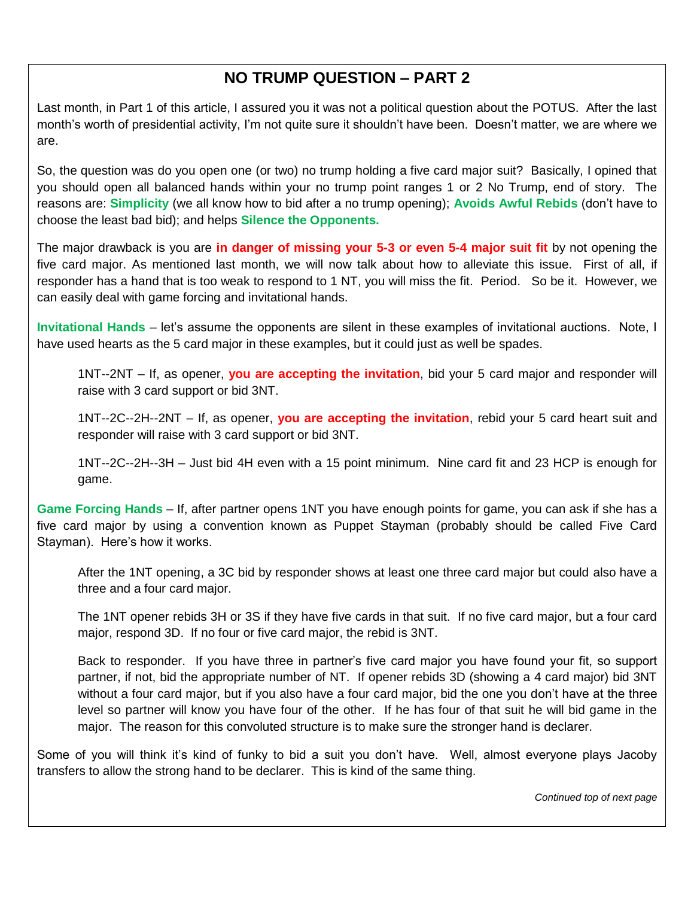# NO TRUMP QUESTION – PART 2

Last month, in Part 1 of this article, I assured you it was not a political question about the POTUS. After the last month's worth of presidential activity, I'm not quite sure it shouldn't have been. Doesn't matter, we are where we are.

So, the question was do you open one (or two) no trump holding a five card major suit? Basically, I opined that you should open all balanced hands within your no trump point ranges 1 or 2 No Trump, end of story. The reasons are: **Simplicity** (we all know how to bid after a no trump opening); **Avoids Awful Rebids** (don't have to choose the least bad bid); and helps **Silence the Opponents.**

The major drawback is you are **in danger of missing your 5-3 or even 5-4 major suit fit** by not opening the five card major. As mentioned last month, we will now talk about how to alleviate this issue. First of all, if responder has a hand that is too weak to respond to 1 NT, you will miss the fit. Period. So be it. However, we can easily deal with game forcing and invitational hands.

**Invitational Hands** – let's assume the opponents are silent in these examples of invitational auctions. Note, I have used hearts as the 5 card major in these examples, but it could just as well be spades.

> 1NT--2NT – If, as opener, **you are accepting the invitation**, bid your 5 card major and responder will raise with 3 card support or bid 3NT.
>
> 1NT--2C--2H--2NT – If, as opener, **you are accepting the invitation**, rebid your 5 card heart suit and responder will raise with 3 card support or bid 3NT.
>
> 1NT--2C--2H--3H – Just bid 4H even with a 15 point minimum. Nine card fit and 23 HCP is enough for game.

**Game Forcing Hands** – If, after partner opens 1NT you have enough points for game, you can ask if she has a five card major by using a convention known as Puppet Stayman (probably should be called Five Card Stayman). Here's how it works.

> After the 1NT opening, a 3C bid by responder shows at least one three card major but could also have a three and a four card major.
>
> The 1NT opener rebids 3H or 3S if they have five cards in that suit. If no five card major, but a four card major, respond 3D. If no four or five card major, the rebid is 3NT.
>
> Back to responder. If you have three in partner's five card major you have found your fit, so support partner, if not, bid the appropriate number of NT. If opener rebids 3D (showing a 4 card major) bid 3NT without a four card major, but if you also have a four card major, bid the one you don't have at the three level so partner will know you have four of the other. If he has four of that suit he will bid game in the major. The reason for this convoluted structure is to make sure the stronger hand is declarer.

Some of you will think it's kind of funky to bid a suit you don't have. Well, almost everyone plays Jacoby transfers to allow the strong hand to be declarer. This is kind of the same thing.

*Continued top of next page*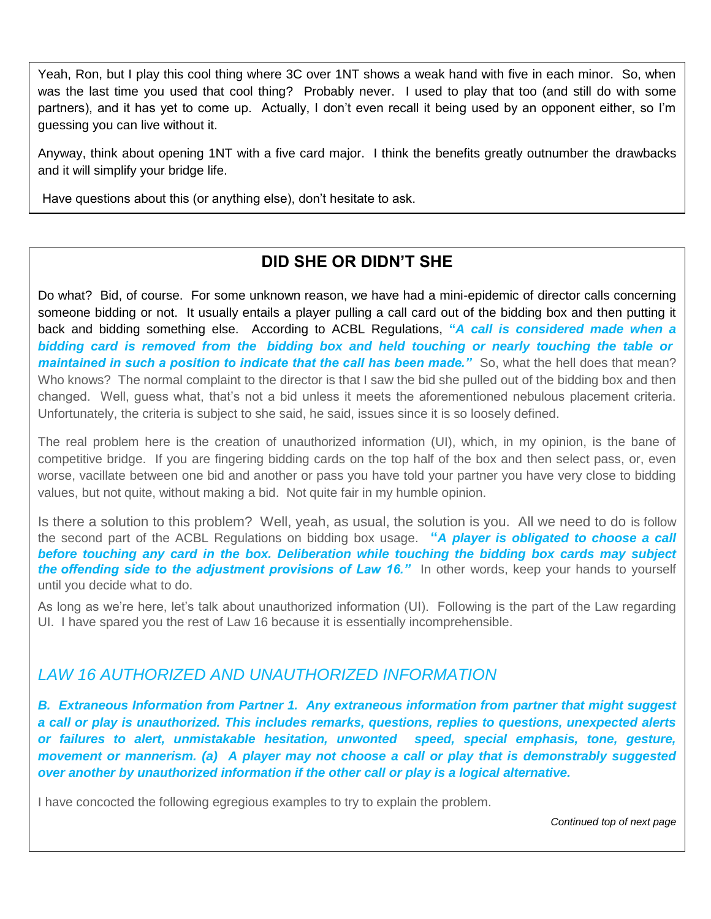Yeah, Ron, but I play this cool thing where 3C over 1NT shows a weak hand with five in each minor. So, when was the last time you used that cool thing? Probably never. I used to play that too (and still do with some partners), and it has yet to come up. Actually, I don't even recall it being used by an opponent either, so I'm guessing you can live without it.

Anyway, think about opening 1NT with a five card major. I think the benefits greatly outnumber the drawbacks and it will simplify your bridge life.

Have questions about this (or anything else), don't hesitate to ask.

## DID SHE OR DIDN'T SHE

Do what? Bid, of course. For some unknown reason, we have had a mini-epidemic of director calls concerning someone bidding or not. It usually entails a player pulling a call card out of the bidding box and then putting it back and bidding something else. According to ACBL Regulations, ***"A call is considered made when a bidding card is removed from the bidding box and held touching or nearly touching the table or maintained in such a position to indicate that the call has been made."*** So, what the hell does that mean? Who knows? The normal complaint to the director is that I saw the bid she pulled out of the bidding box and then changed. Well, guess what, that's not a bid unless it meets the aforementioned nebulous placement criteria. Unfortunately, the criteria is subject to she said, he said, issues since it is so loosely defined.

The real problem here is the creation of unauthorized information (UI), which, in my opinion, is the bane of competitive bridge. If you are fingering bidding cards on the top half of the box and then select pass, or, even worse, vacillate between one bid and another or pass you have told your partner you have very close to bidding values, but not quite, without making a bid. Not quite fair in my humble opinion.

Is there a solution to this problem? Well, yeah, as usual, the solution is you. All we need to do is follow the second part of the ACBL Regulations on bidding box usage. ***"A player is obligated to choose a call before touching any card in the box. Deliberation while touching the bidding box cards may subject the offending side to the adjustment provisions of Law 16."*** In other words, keep your hands to yourself until you decide what to do.

As long as we're here, let's talk about unauthorized information (UI). Following is the part of the Law regarding UI. I have spared you the rest of Law 16 because it is essentially incomprehensible.

### *LAW 16 AUTHORIZED AND UNAUTHORIZED INFORMATION*

***B. Extraneous Information from Partner 1. Any extraneous information from partner that might suggest a call or play is unauthorized. This includes remarks, questions, replies to questions, unexpected alerts or failures to alert, unmistakable hesitation, unwonted speed, special emphasis, tone, gesture, movement or mannerism. (a) A player may not choose a call or play that is demonstrably suggested over another by unauthorized information if the other call or play is a logical alternative.***

I have concocted the following egregious examples to try to explain the problem.

*Continued top of next page*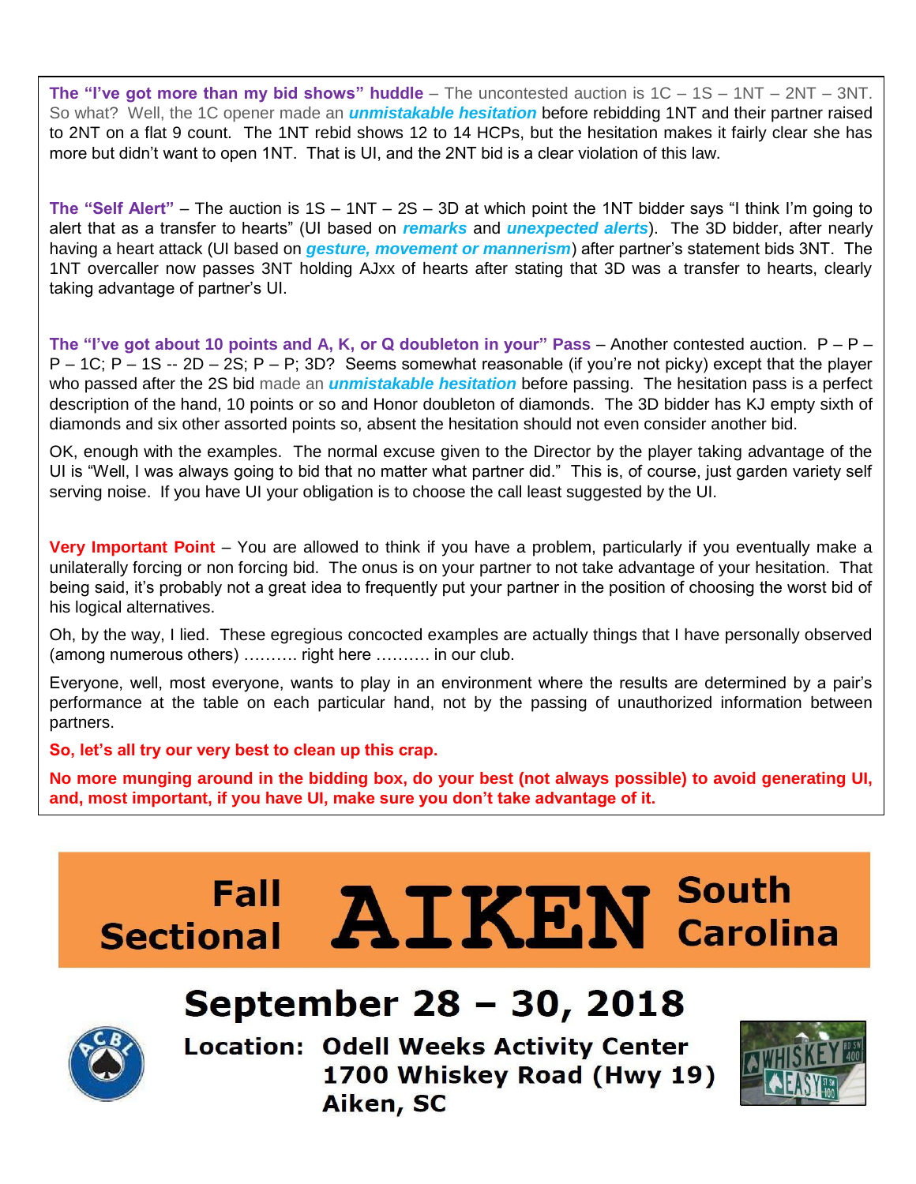**The "I've got more than my bid shows" huddle** – The uncontested auction is 1C – 1S – 1NT – 2NT – 3NT. So what? Well, the 1C opener made an ***unmistakable hesitation*** before rebidding 1NT and their partner raised to 2NT on a flat 9 count. The 1NT rebid shows 12 to 14 HCPs, but the hesitation makes it fairly clear she has more but didn't want to open 1NT. That is UI, and the 2NT bid is a clear violation of this law.

**The "Self Alert"** – The auction is 1S – 1NT – 2S – 3D at which point the 1NT bidder says "I think I'm going to alert that as a transfer to hearts" (UI based on ***remarks*** and ***unexpected alerts***). The 3D bidder, after nearly having a heart attack (UI based on ***gesture, movement or mannerism***) after partner's statement bids 3NT. The 1NT overcaller now passes 3NT holding AJxx of hearts after stating that 3D was a transfer to hearts, clearly taking advantage of partner's UI.

**The "I've got about 10 points and A, K, or Q doubleton in your" Pass** – Another contested auction. P – P – P – 1C; P – 1S -- 2D – 2S; P – P; 3D? Seems somewhat reasonable (if you're not picky) except that the player who passed after the 2S bid made an ***unmistakable hesitation*** before passing. The hesitation pass is a perfect description of the hand, 10 points or so and Honor doubleton of diamonds. The 3D bidder has KJ empty sixth of diamonds and six other assorted points so, absent the hesitation should not even consider another bid.

OK, enough with the examples. The normal excuse given to the Director by the player taking advantage of the UI is "Well, I was always going to bid that no matter what partner did." This is, of course, just garden variety self serving noise. If you have UI your obligation is to choose the call least suggested by the UI.

**Very Important Point** – You are allowed to think if you have a problem, particularly if you eventually make a unilaterally forcing or non forcing bid. The onus is on your partner to not take advantage of your hesitation. That being said, it's probably not a great idea to frequently put your partner in the position of choosing the worst bid of his logical alternatives.

Oh, by the way, I lied. These egregious concocted examples are actually things that I have personally observed (among numerous others) ………. right here ………. in our club.

Everyone, well, most everyone, wants to play in an environment where the results are determined by a pair's performance at the table on each particular hand, not by the passing of unauthorized information between partners.

**So, let's all try our very best to clean up this crap.**

**No more munging around in the bidding box, do your best (not always possible) to avoid generating UI, and, most important, if you have UI, make sure you don't take advantage of it.**

# Fall Sectional AIKEN South Carolina

## September 28 – 30, 2018

**Location: Odell Weeks Activity Center**
**1700 Whiskey Road (Hwy 19)**
**Aiken, SC**